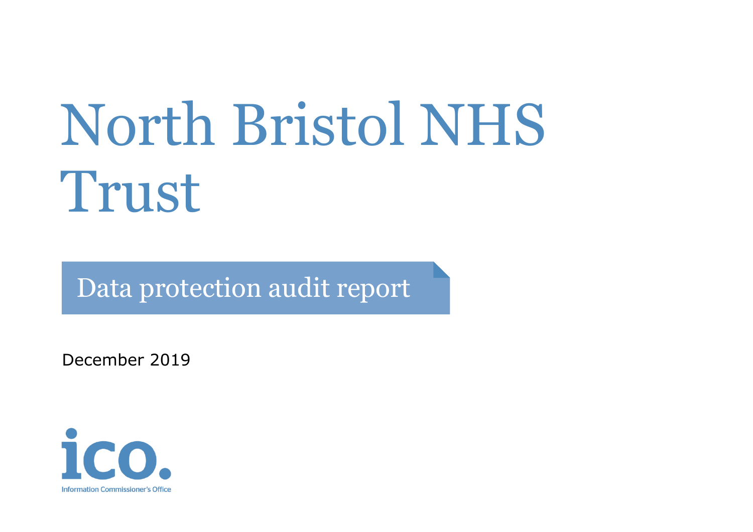# North Bristol NHS Trust

## Data protection audit report

December 2019

ico.

Information Commissioner's Office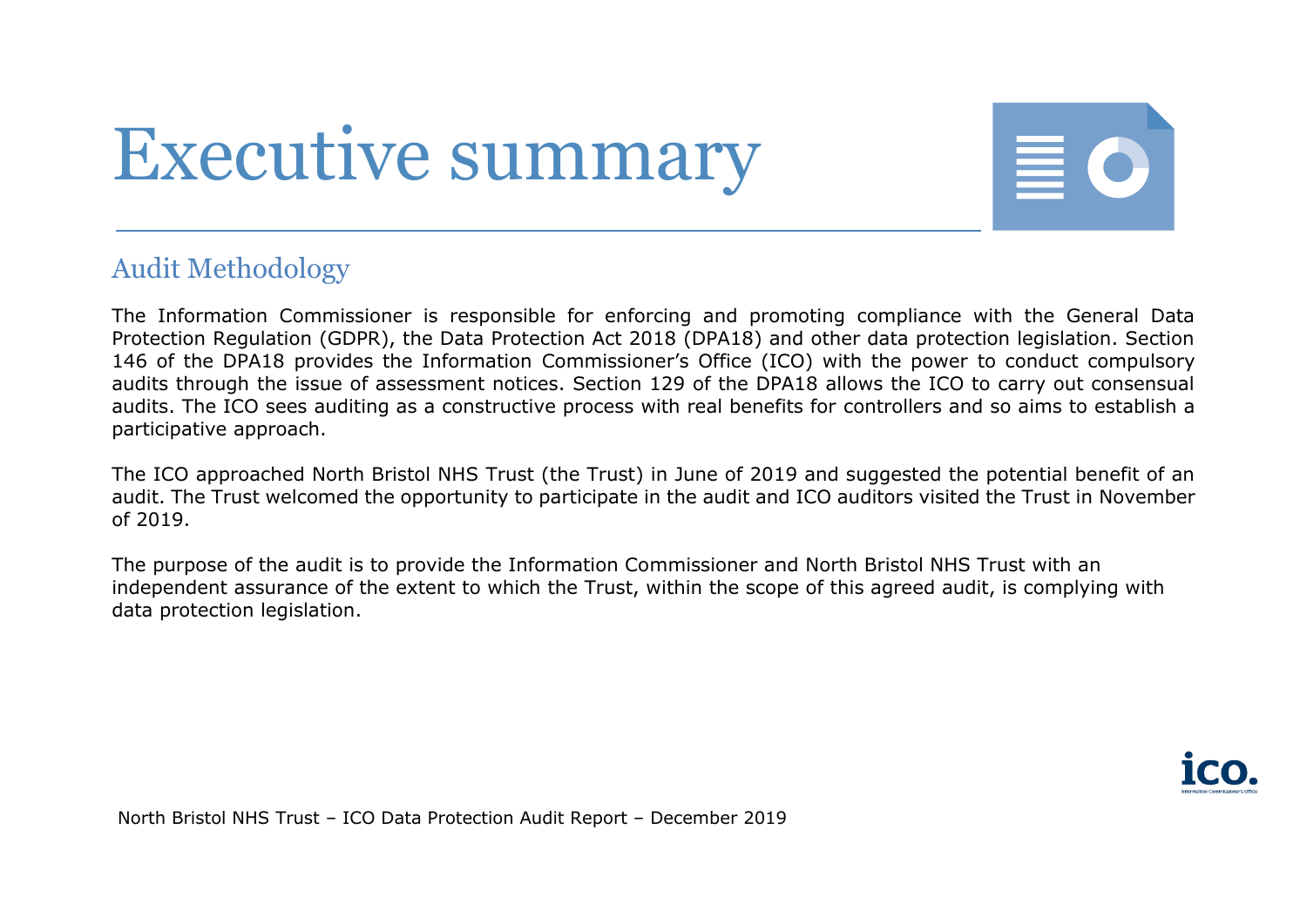# Executive summary

## Audit Methodology

The Information Commissioner is responsible for enforcing and promoting compliance with the General Data Protection Regulation (GDPR), the Data Protection Act 2018 (DPA18) and other data protection legislation. Section 146 of the DPA18 provides the Information Commissioner's Office (ICO) with the power to conduct compulsory audits through the issue of assessment notices. Section 129 of the DPA18 allows the ICO to carry out consensual audits. The ICO sees auditing as a constructive process with real benefits for controllers and so aims to establish a participative approach.

The ICO approached North Bristol NHS Trust (the Trust) in June of 2019 and suggested the potential benefit of an audit. The Trust welcomed the opportunity to participate in the audit and ICO auditors visited the Trust in November of 2019.

The purpose of the audit is to provide the Information Commissioner and North Bristol NHS Trust with an independent assurance of the extent to which the Trust, within the scope of this agreed audit, is complying with data protection legislation.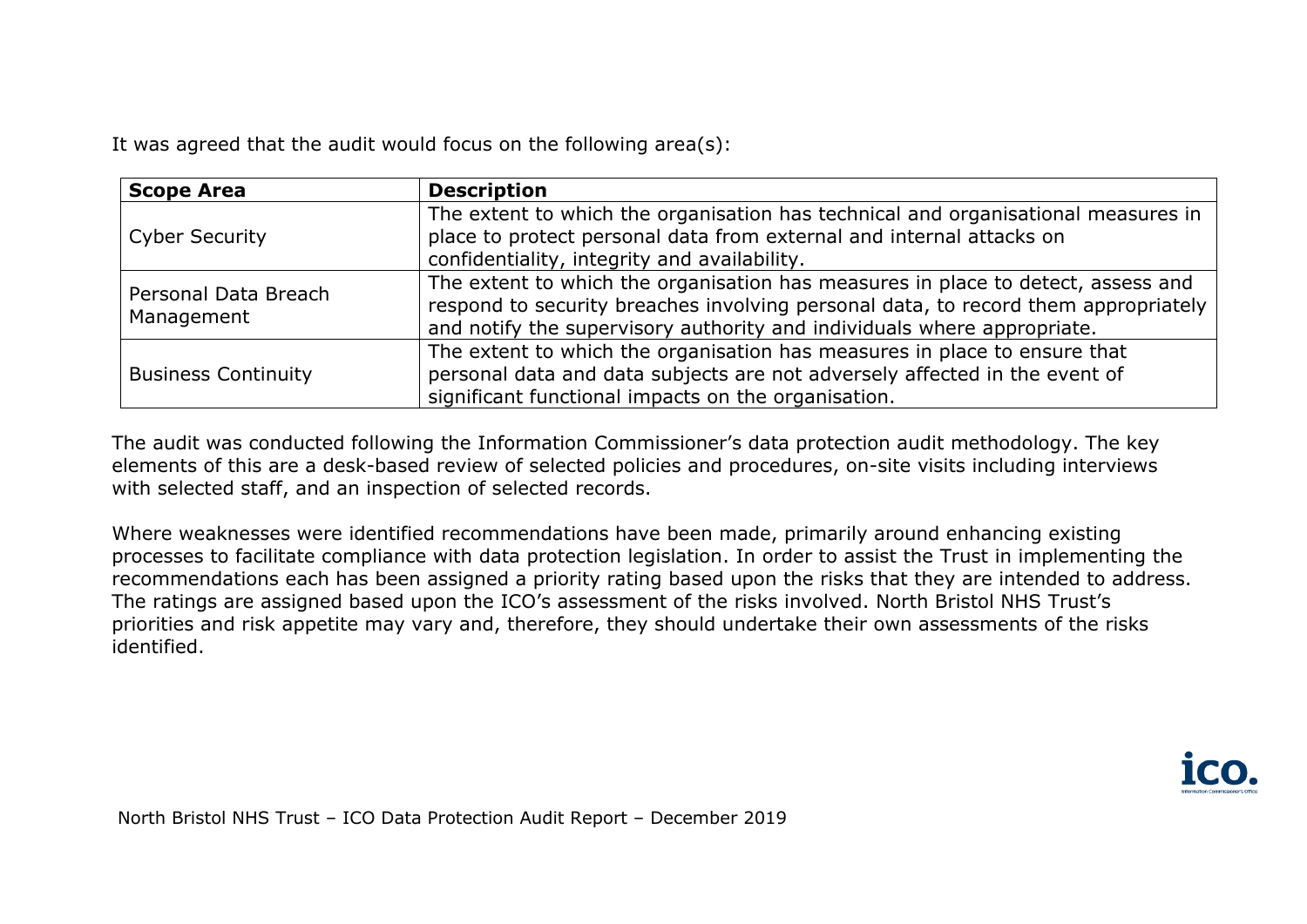It was agreed that the audit would focus on the following area(s):

| **Scope Area** | **Description** |
| --- | --- |
| Cyber Security | The extent to which the organisation has technical and organisational measures in place to protect personal data from external and internal attacks on confidentiality, integrity and availability. |
| Personal Data Breach Management | The extent to which the organisation has measures in place to detect, assess and respond to security breaches involving personal data, to record them appropriately and notify the supervisory authority and individuals where appropriate. |
| Business Continuity | The extent to which the organisation has measures in place to ensure that personal data and data subjects are not adversely affected in the event of significant functional impacts on the organisation. |

The audit was conducted following the Information Commissioner's data protection audit methodology. The key elements of this are a desk-based review of selected policies and procedures, on-site visits including interviews with selected staff, and an inspection of selected records.

Where weaknesses were identified recommendations have been made, primarily around enhancing existing processes to facilitate compliance with data protection legislation. In order to assist the Trust in implementing the recommendations each has been assigned a priority rating based upon the risks that they are intended to address. The ratings are assigned based upon the ICO's assessment of the risks involved. North Bristol NHS Trust's priorities and risk appetite may vary and, therefore, they should undertake their own assessments of the risks identified.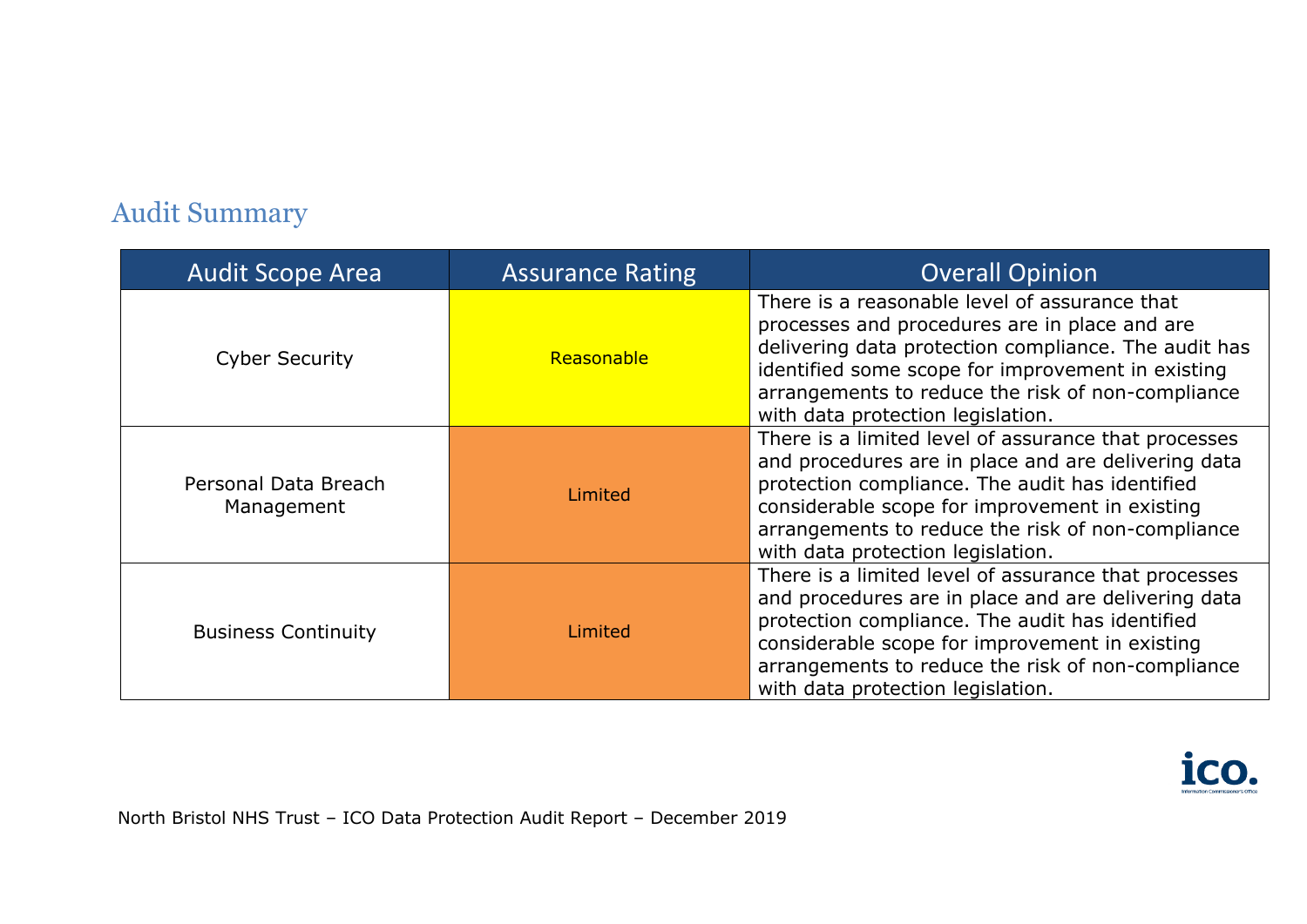## Audit Summary

| Audit Scope Area | Assurance Rating | Overall Opinion |
|---|---|---|
| Cyber Security | Reasonable | There is a reasonable level of assurance that processes and procedures are in place and are delivering data protection compliance. The audit has identified some scope for improvement in existing arrangements to reduce the risk of non-compliance with data protection legislation. |
| Personal Data Breach Management | Limited | There is a limited level of assurance that processes and procedures are in place and are delivering data protection compliance. The audit has identified considerable scope for improvement in existing arrangements to reduce the risk of non-compliance with data protection legislation. |
| Business Continuity | Limited | There is a limited level of assurance that processes and procedures are in place and are delivering data protection compliance. The audit has identified considerable scope for improvement in existing arrangements to reduce the risk of non-compliance with data protection legislation. |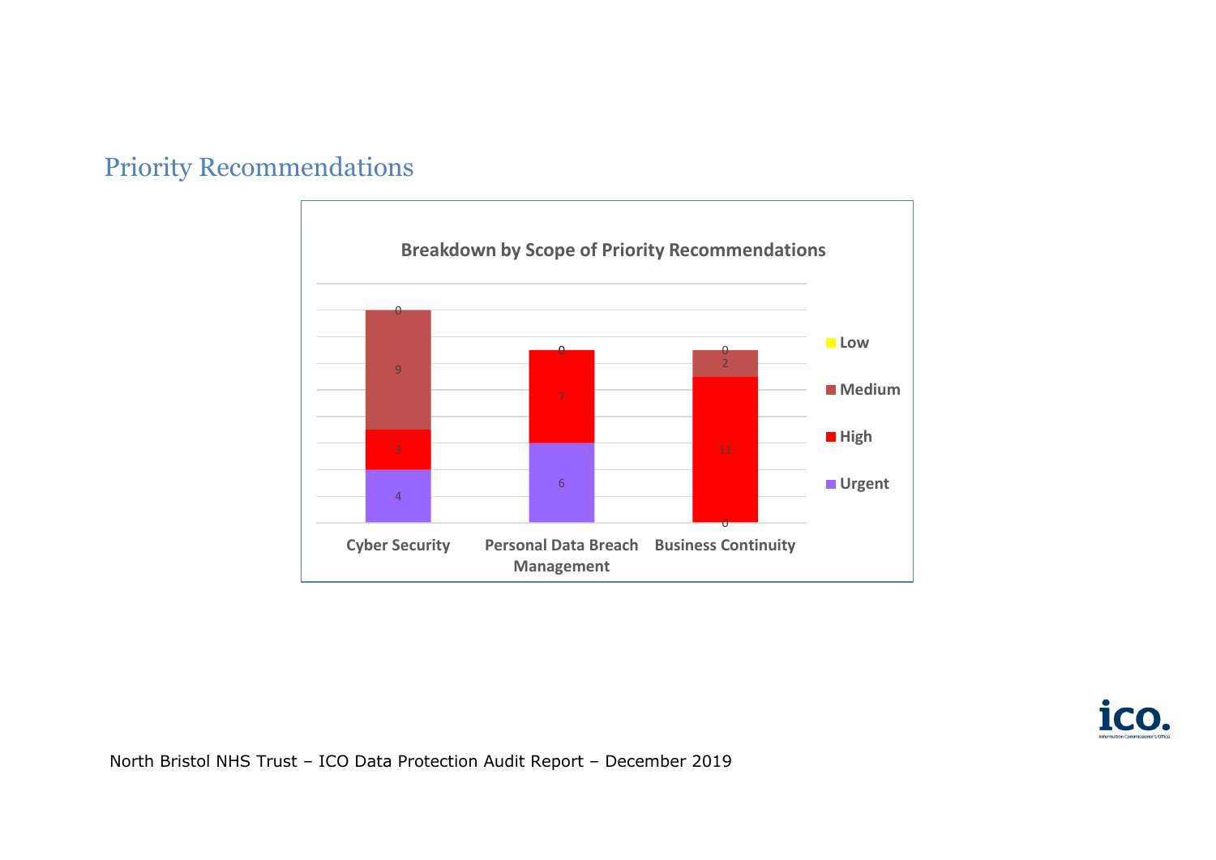## Priority Recommendations

**Breakdown by Scope of Priority Recommendations**

| | Urgent | High | Medium | Low |
|---|---|---|---|---|
| Cyber Security | 4 | 3 | 9 | 0 |
| Personal Data Breach Management | 6 | 7 | | 0 |
| Business Continuity | 0 | 11 | 2 | 0 |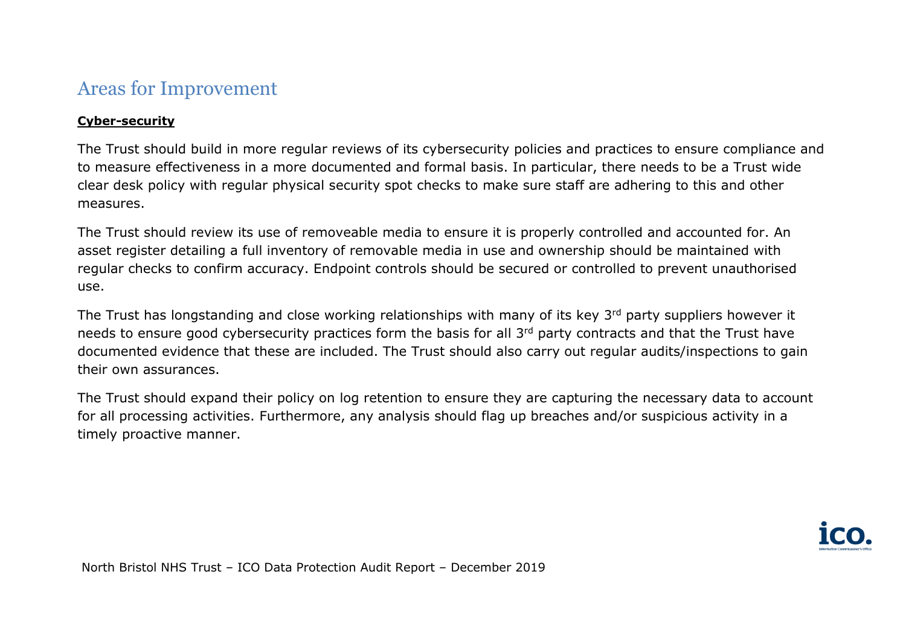## Areas for Improvement

**Cyber-security**

The Trust should build in more regular reviews of its cybersecurity policies and practices to ensure compliance and to measure effectiveness in a more documented and formal basis. In particular, there needs to be a Trust wide clear desk policy with regular physical security spot checks to make sure staff are adhering to this and other measures.

The Trust should review its use of removeable media to ensure it is properly controlled and accounted for. An asset register detailing a full inventory of removable media in use and ownership should be maintained with regular checks to confirm accuracy. Endpoint controls should be secured or controlled to prevent unauthorised use.

The Trust has longstanding and close working relationships with many of its key 3rd party suppliers however it needs to ensure good cybersecurity practices form the basis for all 3rd party contracts and that the Trust have documented evidence that these are included. The Trust should also carry out regular audits/inspections to gain their own assurances.

The Trust should expand their policy on log retention to ensure they are capturing the necessary data to account for all processing activities. Furthermore, any analysis should flag up breaches and/or suspicious activity in a timely proactive manner.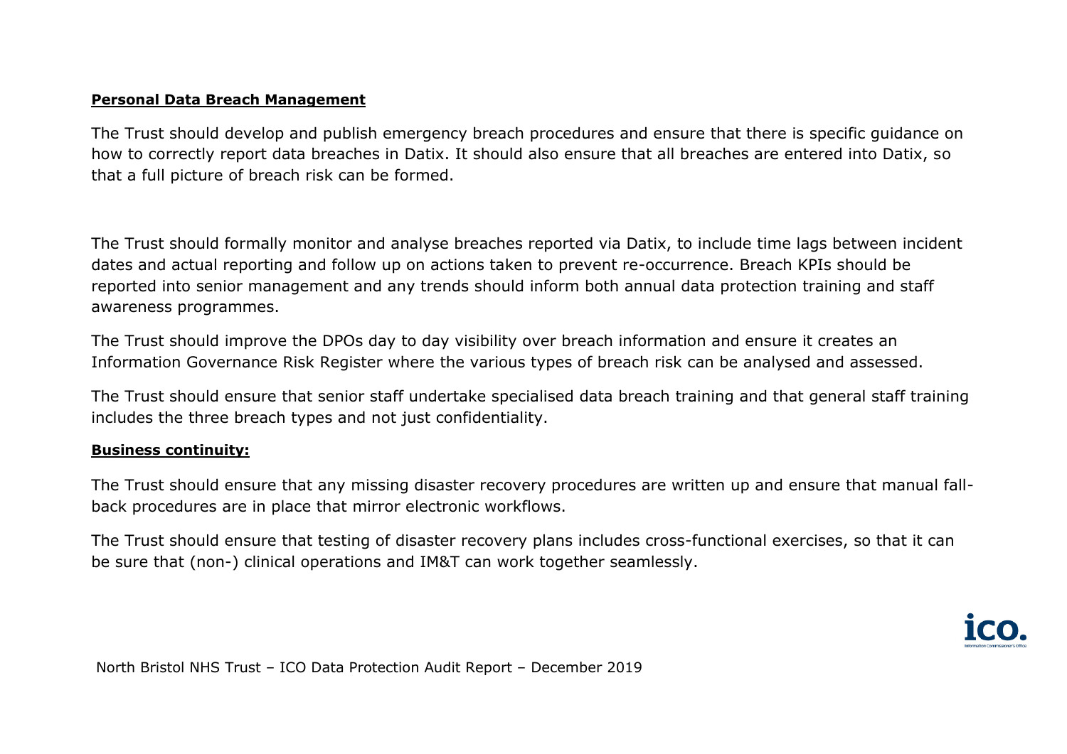**Personal Data Breach Management**

The Trust should develop and publish emergency breach procedures and ensure that there is specific guidance on how to correctly report data breaches in Datix. It should also ensure that all breaches are entered into Datix, so that a full picture of breach risk can be formed.

The Trust should formally monitor and analyse breaches reported via Datix, to include time lags between incident dates and actual reporting and follow up on actions taken to prevent re-occurrence. Breach KPIs should be reported into senior management and any trends should inform both annual data protection training and staff awareness programmes.

The Trust should improve the DPOs day to day visibility over breach information and ensure it creates an Information Governance Risk Register where the various types of breach risk can be analysed and assessed.

The Trust should ensure that senior staff undertake specialised data breach training and that general staff training includes the three breach types and not just confidentiality.

**Business continuity:**

The Trust should ensure that any missing disaster recovery procedures are written up and ensure that manual fall-back procedures are in place that mirror electronic workflows.

The Trust should ensure that testing of disaster recovery plans includes cross-functional exercises, so that it can be sure that (non-) clinical operations and IM&T can work together seamlessly.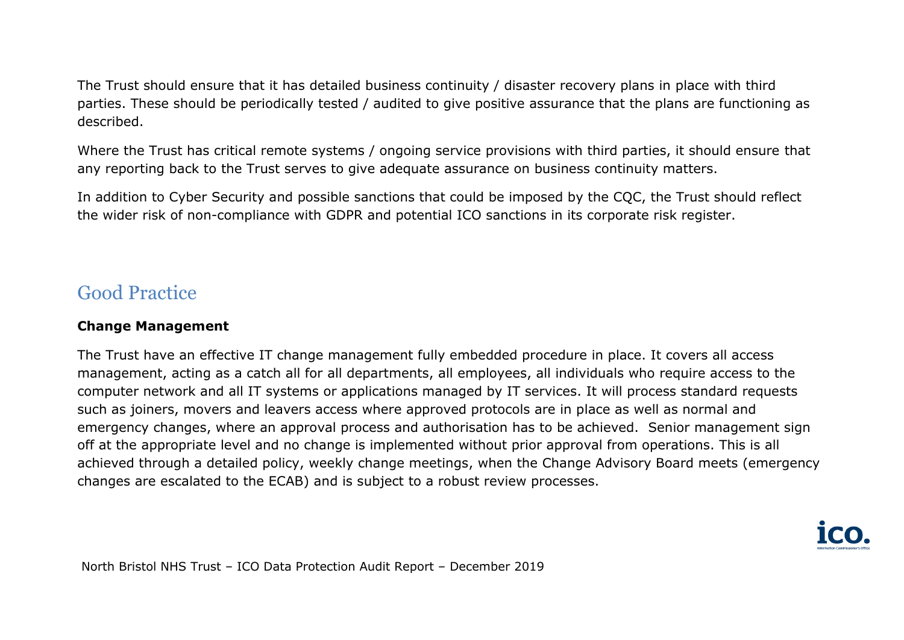The Trust should ensure that it has detailed business continuity / disaster recovery plans in place with third parties. These should be periodically tested / audited to give positive assurance that the plans are functioning as described.

Where the Trust has critical remote systems / ongoing service provisions with third parties, it should ensure that any reporting back to the Trust serves to give adequate assurance on business continuity matters.

In addition to Cyber Security and possible sanctions that could be imposed by the CQC, the Trust should reflect the wider risk of non-compliance with GDPR and potential ICO sanctions in its corporate risk register.

## Good Practice

**Change Management**

The Trust have an effective IT change management fully embedded procedure in place. It covers all access management, acting as a catch all for all departments, all employees, all individuals who require access to the computer network and all IT systems or applications managed by IT services. It will process standard requests such as joiners, movers and leavers access where approved protocols are in place as well as normal and emergency changes, where an approval process and authorisation has to be achieved. Senior management sign off at the appropriate level and no change is implemented without prior approval from operations. This is all achieved through a detailed policy, weekly change meetings, when the Change Advisory Board meets (emergency changes are escalated to the ECAB) and is subject to a robust review processes.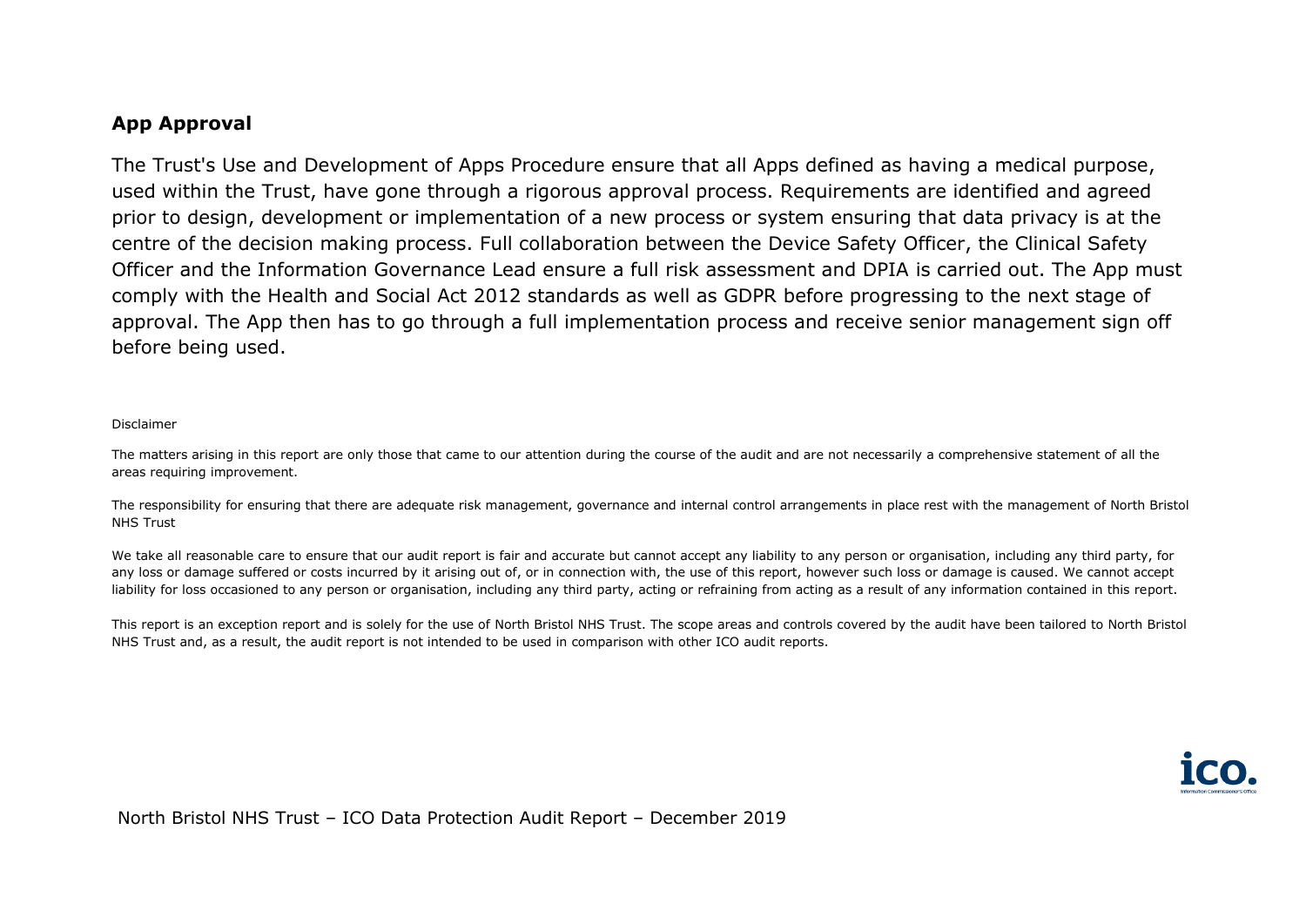## App Approval

The Trust's Use and Development of Apps Procedure ensure that all Apps defined as having a medical purpose, used within the Trust, have gone through a rigorous approval process. Requirements are identified and agreed prior to design, development or implementation of a new process or system ensuring that data privacy is at the centre of the decision making process. Full collaboration between the Device Safety Officer, the Clinical Safety Officer and the Information Governance Lead ensure a full risk assessment and DPIA is carried out. The App must comply with the Health and Social Act 2012 standards as well as GDPR before progressing to the next stage of approval. The App then has to go through a full implementation process and receive senior management sign off before being used.

Disclaimer

The matters arising in this report are only those that came to our attention during the course of the audit and are not necessarily a comprehensive statement of all the areas requiring improvement.

The responsibility for ensuring that there are adequate risk management, governance and internal control arrangements in place rest with the management of North Bristol NHS Trust

We take all reasonable care to ensure that our audit report is fair and accurate but cannot accept any liability to any person or organisation, including any third party, for any loss or damage suffered or costs incurred by it arising out of, or in connection with, the use of this report, however such loss or damage is caused. We cannot accept liability for loss occasioned to any person or organisation, including any third party, acting or refraining from acting as a result of any information contained in this report.

This report is an exception report and is solely for the use of North Bristol NHS Trust. The scope areas and controls covered by the audit have been tailored to North Bristol NHS Trust and, as a result, the audit report is not intended to be used in comparison with other ICO audit reports.